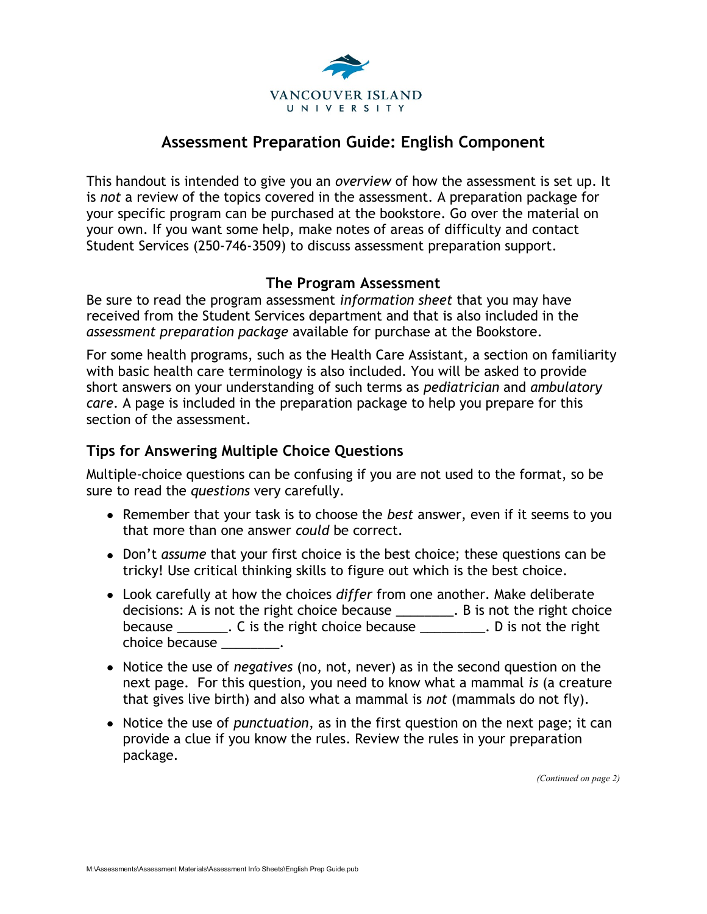VANCOUVER ISLAND
UNIVERSITY

# Assessment Preparation Guide: English Component

This handout is intended to give you an *overview* of how the assessment is set up. It is *not* a review of the topics covered in the assessment. A preparation package for your specific program can be purchased at the bookstore. Go over the material on your own. If you want some help, make notes of areas of difficulty and contact Student Services (250-746-3509) to discuss assessment preparation support.

## The Program Assessment

Be sure to read the program assessment *information sheet* that you may have received from the Student Services department and that is also included in the *assessment preparation package* available for purchase at the Bookstore.

For some health programs, such as the Health Care Assistant, a section on familiarity with basic health care terminology is also included. You will be asked to provide short answers on your understanding of such terms as *pediatrician* and *ambulatory care*. A page is included in the preparation package to help you prepare for this section of the assessment.

## Tips for Answering Multiple Choice Questions

Multiple-choice questions can be confusing if you are not used to the format, so be sure to read the *questions* very carefully.

- Remember that your task is to choose the *best* answer, even if it seems to you that more than one answer *could* be correct.
- Don't *assume* that your first choice is the best choice; these questions can be tricky! Use critical thinking skills to figure out which is the best choice.
- Look carefully at how the choices *differ* from one another. Make deliberate decisions: A is not the right choice because ________. B is not the right choice because _______. C is the right choice because _________. D is not the right choice because ________.
- Notice the use of *negatives* (no, not, never) as in the second question on the next page. For this question, you need to know what a mammal *is* (a creature that gives live birth) and also what a mammal is *not* (mammals do not fly).
- Notice the use of *punctuation*, as in the first question on the next page; it can provide a clue if you know the rules. Review the rules in your preparation package.

*(Continued on page 2)*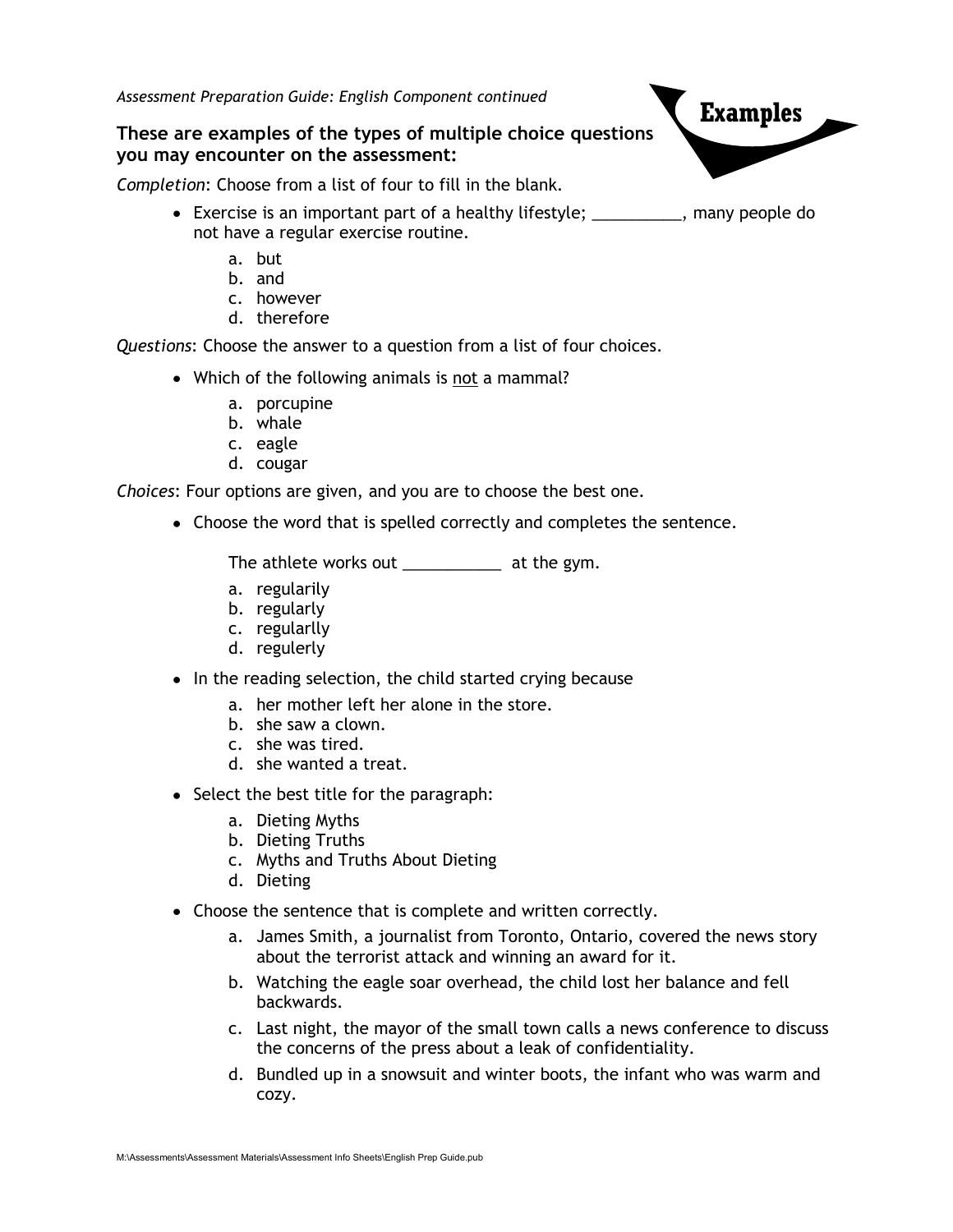*Assessment Preparation Guide: English Component continued*

## Examples

**These are examples of the types of multiple choice questions you may encounter on the assessment:**

*Completion*: Choose from a list of four to fill in the blank.

- Exercise is an important part of a healthy lifestyle; __________, many people do not have a regular exercise routine.
    a. but
    b. and
    c. however
    d. therefore

*Questions*: Choose the answer to a question from a list of four choices.

- Which of the following animals is <u>not</u> a mammal?
    a. porcupine
    b. whale
    c. eagle
    d. cougar

*Choices*: Four options are given, and you are to choose the best one.

- Choose the word that is spelled correctly and completes the sentence.

    The athlete works out ___________ at the gym.

    a. regularily
    b. regularly
    c. regularlly
    d. regulerly

- In the reading selection, the child started crying because
    a. her mother left her alone in the store.
    b. she saw a clown.
    c. she was tired.
    d. she wanted a treat.

- Select the best title for the paragraph:
    a. Dieting Myths
    b. Dieting Truths
    c. Myths and Truths About Dieting
    d. Dieting

- Choose the sentence that is complete and written correctly.
    a. James Smith, a journalist from Toronto, Ontario, covered the news story about the terrorist attack and winning an award for it.
    b. Watching the eagle soar overhead, the child lost her balance and fell backwards.
    c. Last night, the mayor of the small town calls a news conference to discuss the concerns of the press about a leak of confidentiality.
    d. Bundled up in a snowsuit and winter boots, the infant who was warm and cozy.

M:\Assessments\Assessment Materials\Assessment Info Sheets\English Prep Guide.pub